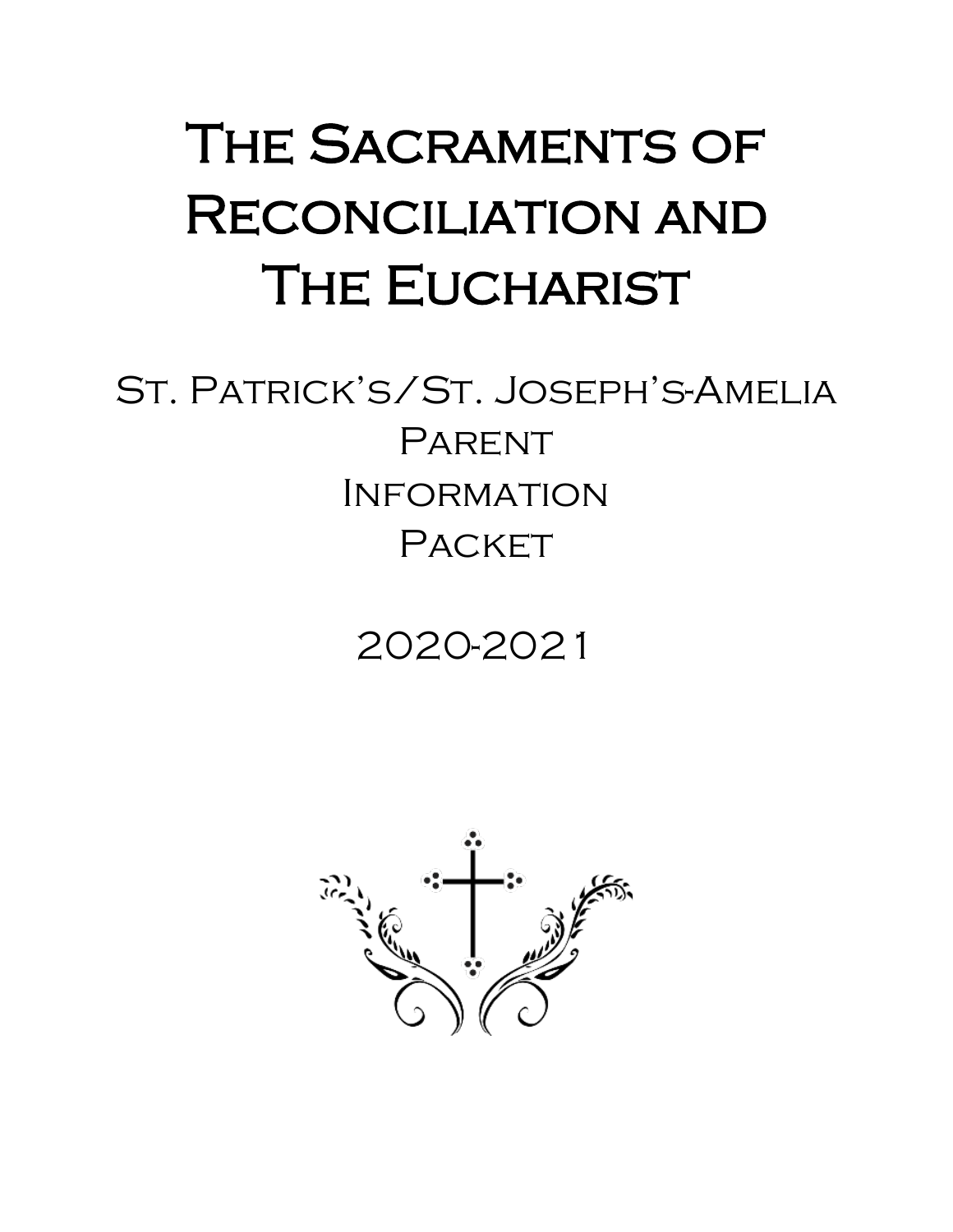# The Sacraments of Reconciliation and The Eucharist

## St. Patrick's/St. Joseph's-Amelia Parent Information Packet

## 2020-2021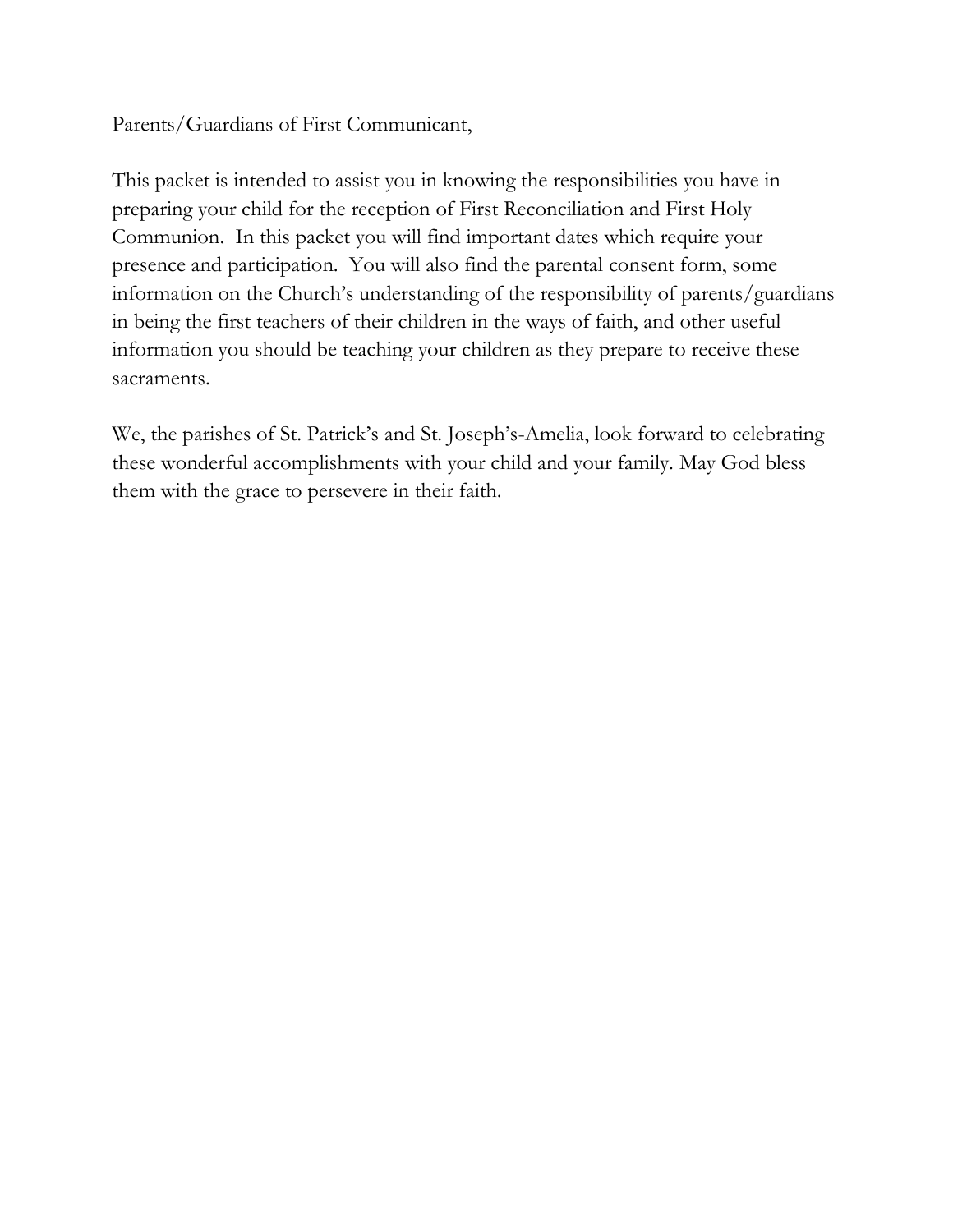Parents/Guardians of First Communicant,

This packet is intended to assist you in knowing the responsibilities you have in preparing your child for the reception of First Reconciliation and First Holy Communion. In this packet you will find important dates which require your presence and participation. You will also find the parental consent form, some information on the Church's understanding of the responsibility of parents/guardians in being the first teachers of their children in the ways of faith, and other useful information you should be teaching your children as they prepare to receive these sacraments.

We, the parishes of St. Patrick's and St. Joseph's-Amelia, look forward to celebrating these wonderful accomplishments with your child and your family. May God bless them with the grace to persevere in their faith.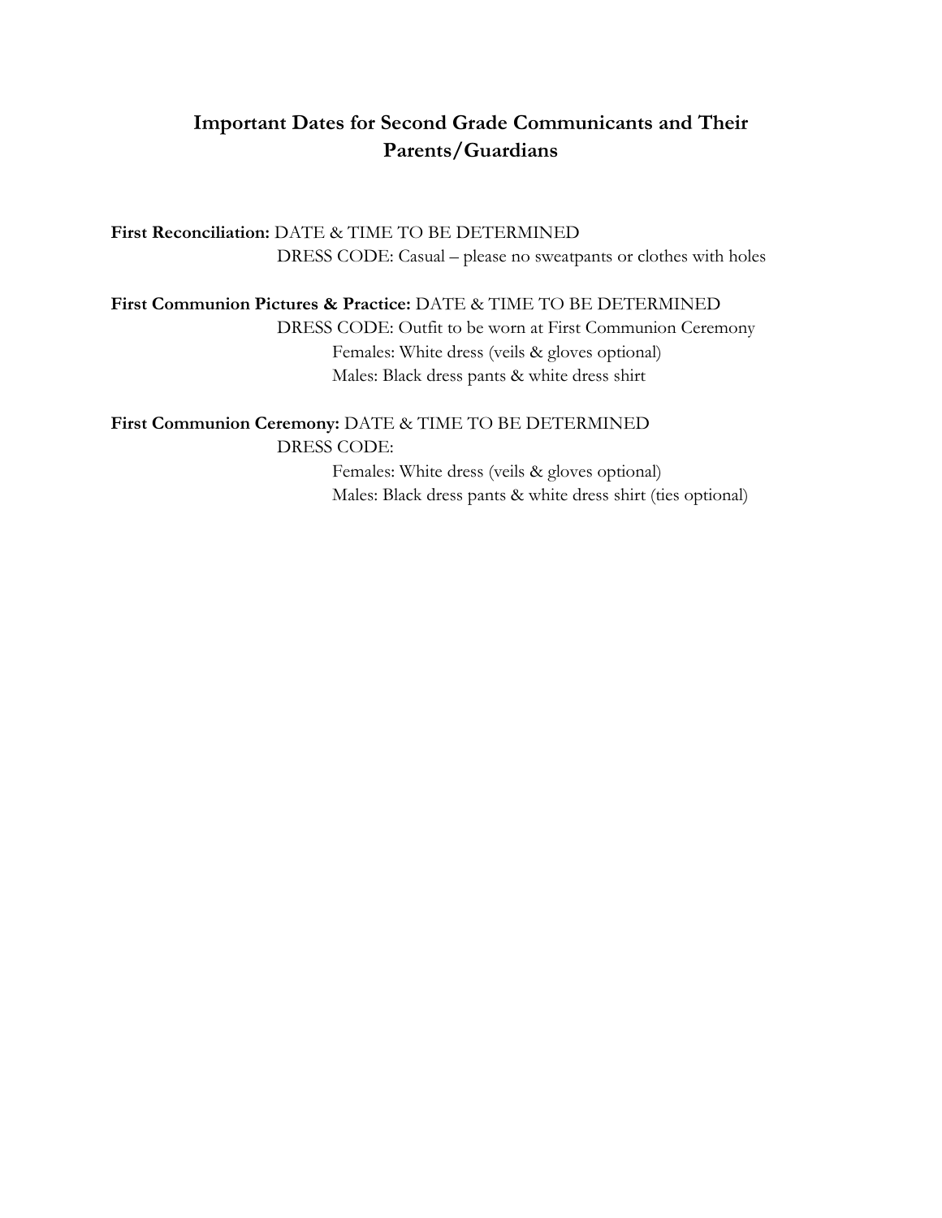## Important Dates for Second Grade Communicants and Their Parents/Guardians

**First Reconciliation:** DATE & TIME TO BE DETERMINED

DRESS CODE: Casual – please no sweatpants or clothes with holes

**First Communion Pictures & Practice:** DATE & TIME TO BE DETERMINED

DRESS CODE: Outfit to be worn at First Communion Ceremony

- Females: White dress (veils & gloves optional)
- Males: Black dress pants & white dress shirt

**First Communion Ceremony:** DATE & TIME TO BE DETERMINED

DRESS CODE:

- Females: White dress (veils & gloves optional)
- Males: Black dress pants & white dress shirt (ties optional)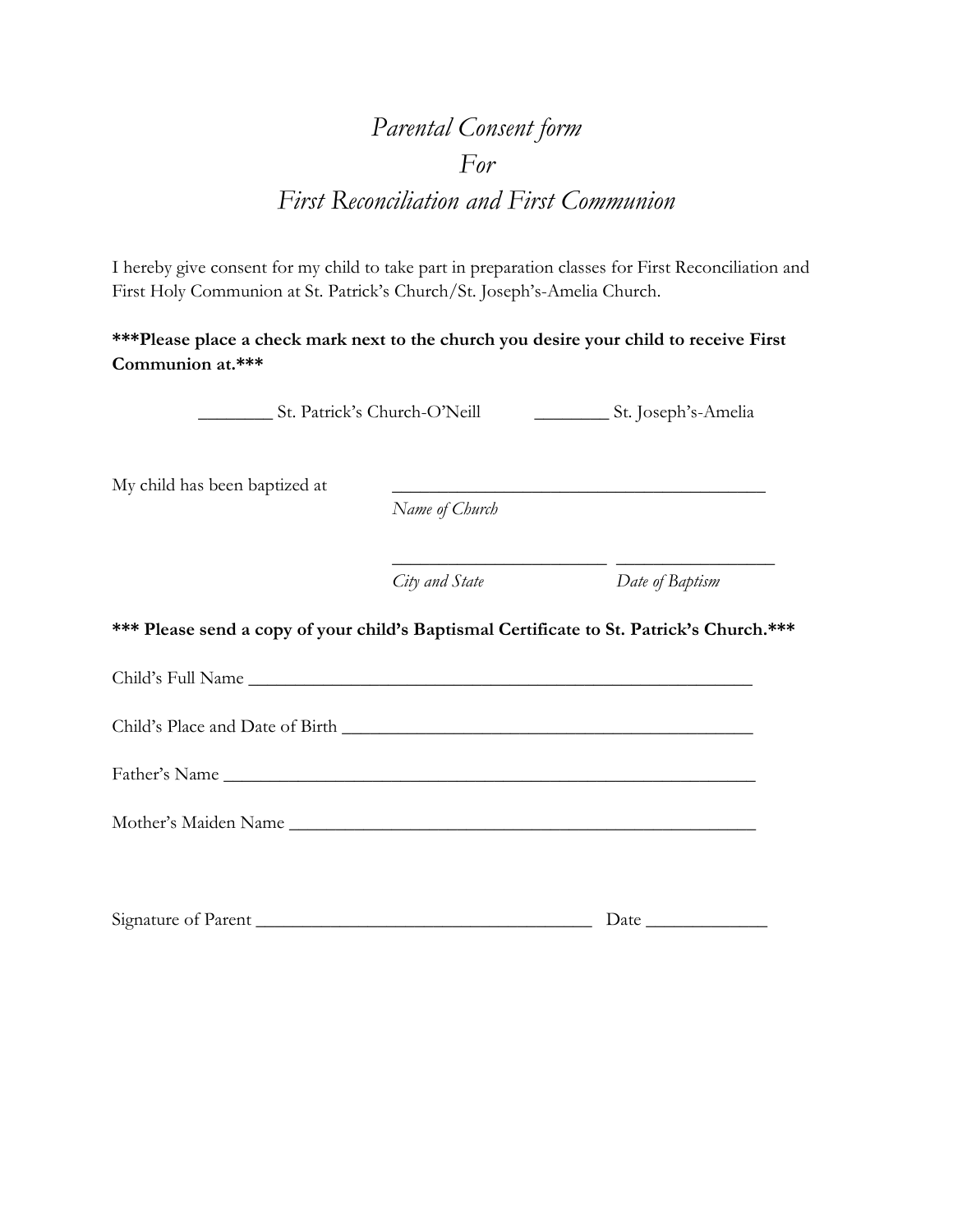# *Parental Consent form*
# *For*
# *First Reconciliation and First Communion*

I hereby give consent for my child to take part in preparation classes for First Reconciliation and First Holy Communion at St. Patrick's Church/St. Joseph's-Amelia Church.

**\*\*\*Please place a check mark next to the church you desire your child to receive First Communion at.\*\*\***

________ St. Patrick's Church-O'Neill          ________ St. Joseph's-Amelia

My child has been baptized at          ________________________________________
*Name of Church*

________________________ _________________
*City and State*          *Date of Baptism*

**\*\*\* Please send a copy of your child's Baptismal Certificate to St. Patrick's Church.\*\*\***

Child's Full Name ____________________________________________________

Child's Place and Date of Birth ____________________________________________

Father's Name ________________________________________________________

Mother's Maiden Name __________________________________________________

Signature of Parent ____________________________________ Date _____________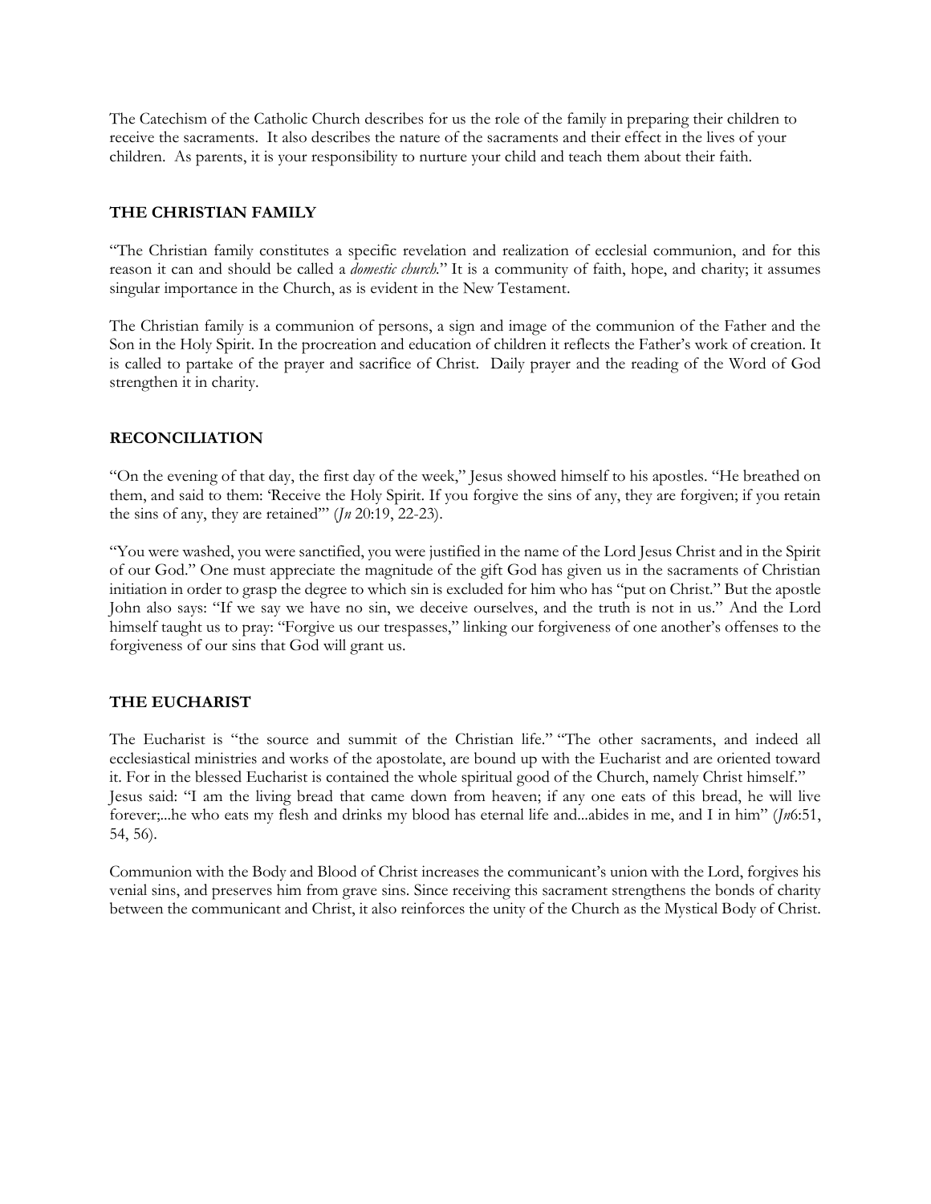The Catechism of the Catholic Church describes for us the role of the family in preparing their children to receive the sacraments. It also describes the nature of the sacraments and their effect in the lives of your children. As parents, it is your responsibility to nurture your child and teach them about their faith.

## THE CHRISTIAN FAMILY

"The Christian family constitutes a specific revelation and realization of ecclesial communion, and for this reason it can and should be called a *domestic church.*" It is a community of faith, hope, and charity; it assumes singular importance in the Church, as is evident in the New Testament.

The Christian family is a communion of persons, a sign and image of the communion of the Father and the Son in the Holy Spirit. In the procreation and education of children it reflects the Father's work of creation. It is called to partake of the prayer and sacrifice of Christ. Daily prayer and the reading of the Word of God strengthen it in charity.

## RECONCILIATION

"On the evening of that day, the first day of the week," Jesus showed himself to his apostles. "He breathed on them, and said to them: 'Receive the Holy Spirit. If you forgive the sins of any, they are forgiven; if you retain the sins of any, they are retained'" (*Jn* 20:19, 22-23).

"You were washed, you were sanctified, you were justified in the name of the Lord Jesus Christ and in the Spirit of our God." One must appreciate the magnitude of the gift God has given us in the sacraments of Christian initiation in order to grasp the degree to which sin is excluded for him who has "put on Christ." But the apostle John also says: "If we say we have no sin, we deceive ourselves, and the truth is not in us." And the Lord himself taught us to pray: "Forgive us our trespasses," linking our forgiveness of one another's offenses to the forgiveness of our sins that God will grant us.

## THE EUCHARIST

The Eucharist is "the source and summit of the Christian life." "The other sacraments, and indeed all ecclesiastical ministries and works of the apostolate, are bound up with the Eucharist and are oriented toward it. For in the blessed Eucharist is contained the whole spiritual good of the Church, namely Christ himself." Jesus said: "I am the living bread that came down from heaven; if any one eats of this bread, he will live forever;...he who eats my flesh and drinks my blood has eternal life and...abides in me, and I in him" (*Jn*6:51, 54, 56).

Communion with the Body and Blood of Christ increases the communicant's union with the Lord, forgives his venial sins, and preserves him from grave sins. Since receiving this sacrament strengthens the bonds of charity between the communicant and Christ, it also reinforces the unity of the Church as the Mystical Body of Christ.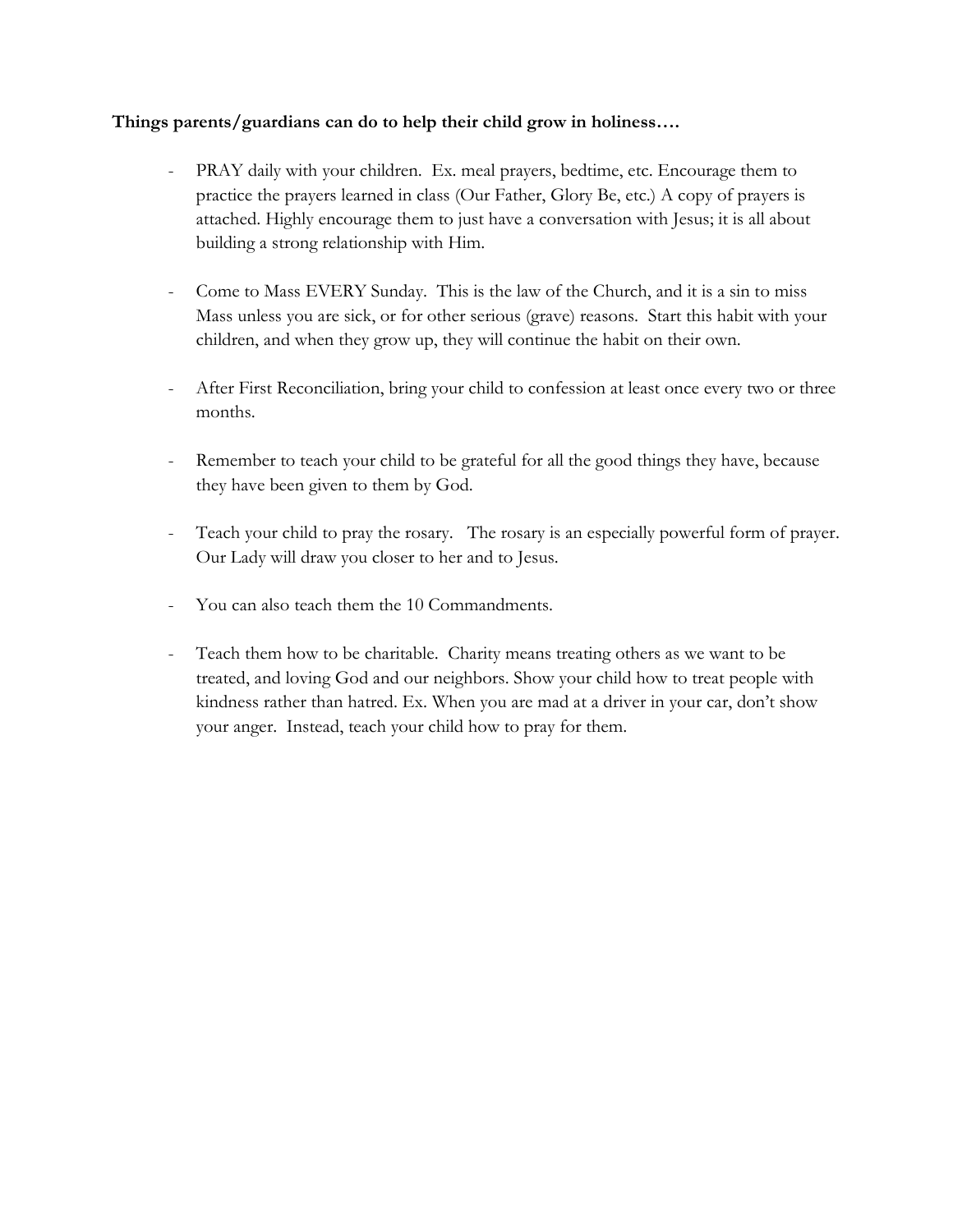**Things parents/guardians can do to help their child grow in holiness….**

- PRAY daily with your children. Ex. meal prayers, bedtime, etc. Encourage them to practice the prayers learned in class (Our Father, Glory Be, etc.) A copy of prayers is attached. Highly encourage them to just have a conversation with Jesus; it is all about building a strong relationship with Him.

- Come to Mass EVERY Sunday. This is the law of the Church, and it is a sin to miss Mass unless you are sick, or for other serious (grave) reasons. Start this habit with your children, and when they grow up, they will continue the habit on their own.

- After First Reconciliation, bring your child to confession at least once every two or three months.

- Remember to teach your child to be grateful for all the good things they have, because they have been given to them by God.

- Teach your child to pray the rosary. The rosary is an especially powerful form of prayer. Our Lady will draw you closer to her and to Jesus.

- You can also teach them the 10 Commandments.

- Teach them how to be charitable. Charity means treating others as we want to be treated, and loving God and our neighbors. Show your child how to treat people with kindness rather than hatred. Ex. When you are mad at a driver in your car, don't show your anger. Instead, teach your child how to pray for them.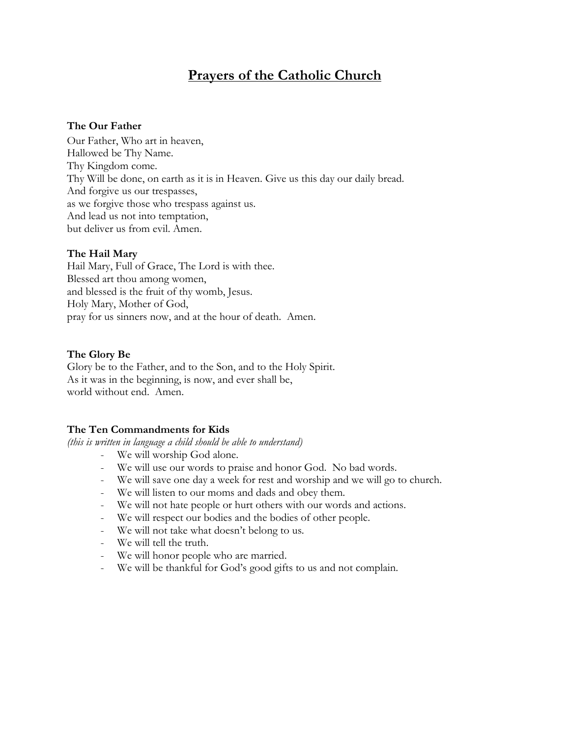# Prayers of the Catholic Church

**The Our Father**

Our Father, Who art in heaven,
Hallowed be Thy Name.
Thy Kingdom come.
Thy Will be done, on earth as it is in Heaven. Give us this day our daily bread.
And forgive us our trespasses,
as we forgive those who trespass against us.
And lead us not into temptation,
but deliver us from evil. Amen.

**The Hail Mary**

Hail Mary, Full of Grace, The Lord is with thee.
Blessed art thou among women,
and blessed is the fruit of thy womb, Jesus.
Holy Mary, Mother of God,
pray for us sinners now, and at the hour of death. Amen.

**The Glory Be**

Glory be to the Father, and to the Son, and to the Holy Spirit.
As it was in the beginning, is now, and ever shall be,
world without end. Amen.

**The Ten Commandments for Kids**

*(this is written in language a child should be able to understand)*

- We will worship God alone.
- We will use our words to praise and honor God. No bad words.
- We will save one day a week for rest and worship and we will go to church.
- We will listen to our moms and dads and obey them.
- We will not hate people or hurt others with our words and actions.
- We will respect our bodies and the bodies of other people.
- We will not take what doesn't belong to us.
- We will tell the truth.
- We will honor people who are married.
- We will be thankful for God's good gifts to us and not complain.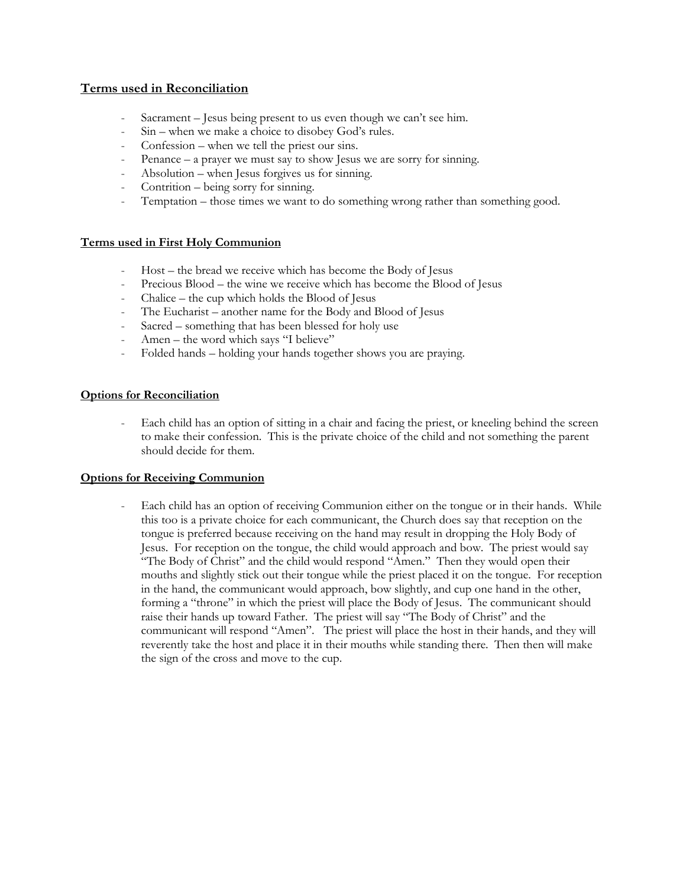## Terms used in Reconciliation

- Sacrament – Jesus being present to us even though we can't see him.
- Sin – when we make a choice to disobey God's rules.
- Confession – when we tell the priest our sins.
- Penance – a prayer we must say to show Jesus we are sorry for sinning.
- Absolution – when Jesus forgives us for sinning.
- Contrition – being sorry for sinning.
- Temptation – those times we want to do something wrong rather than something good.

## Terms used in First Holy Communion

- Host – the bread we receive which has become the Body of Jesus
- Precious Blood – the wine we receive which has become the Blood of Jesus
- Chalice – the cup which holds the Blood of Jesus
- The Eucharist – another name for the Body and Blood of Jesus
- Sacred – something that has been blessed for holy use
- Amen – the word which says "I believe"
- Folded hands – holding your hands together shows you are praying.

## Options for Reconciliation

- Each child has an option of sitting in a chair and facing the priest, or kneeling behind the screen to make their confession. This is the private choice of the child and not something the parent should decide for them.

## Options for Receiving Communion

- Each child has an option of receiving Communion either on the tongue or in their hands. While this too is a private choice for each communicant, the Church does say that reception on the tongue is preferred because receiving on the hand may result in dropping the Holy Body of Jesus. For reception on the tongue, the child would approach and bow. The priest would say "The Body of Christ" and the child would respond "Amen." Then they would open their mouths and slightly stick out their tongue while the priest placed it on the tongue. For reception in the hand, the communicant would approach, bow slightly, and cup one hand in the other, forming a "throne" in which the priest will place the Body of Jesus. The communicant should raise their hands up toward Father. The priest will say "The Body of Christ" and the communicant will respond "Amen". The priest will place the host in their hands, and they will reverently take the host and place it in their mouths while standing there. Then then will make the sign of the cross and move to the cup.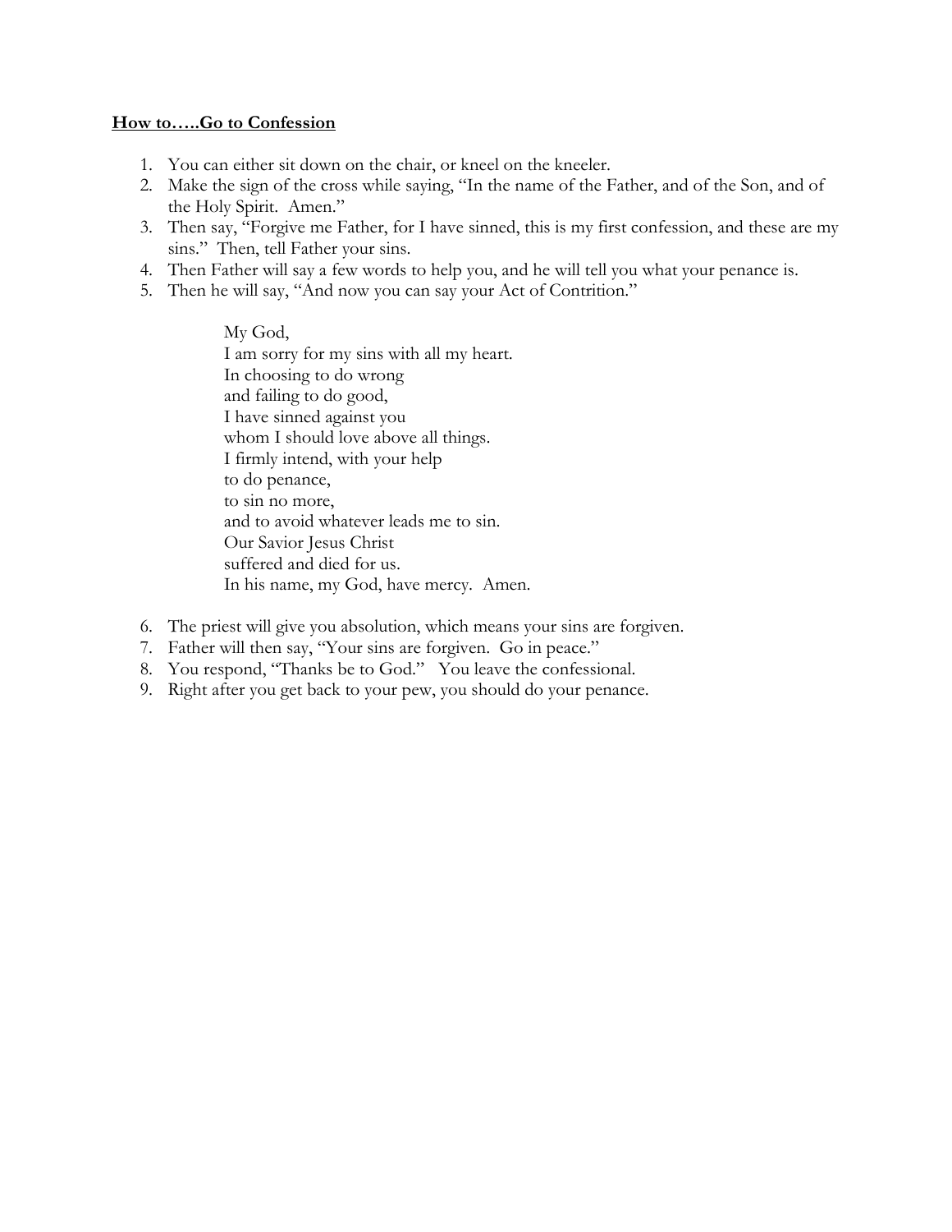**How to…..Go to Confession**

1. You can either sit down on the chair, or kneel on the kneeler.
2. Make the sign of the cross while saying, "In the name of the Father, and of the Son, and of the Holy Spirit. Amen."
3. Then say, "Forgive me Father, for I have sinned, this is my first confession, and these are my sins." Then, tell Father your sins.
4. Then Father will say a few words to help you, and he will tell you what your penance is.
5. Then he will say, "And now you can say your Act of Contrition."

> My God,
> I am sorry for my sins with all my heart.
> In choosing to do wrong
> and failing to do good,
> I have sinned against you
> whom I should love above all things.
> I firmly intend, with your help
> to do penance,
> to sin no more,
> and to avoid whatever leads me to sin.
> Our Savior Jesus Christ
> suffered and died for us.
> In his name, my God, have mercy. Amen.

6. The priest will give you absolution, which means your sins are forgiven.
7. Father will then say, "Your sins are forgiven. Go in peace."
8. You respond, "Thanks be to God." You leave the confessional.
9. Right after you get back to your pew, you should do your penance.